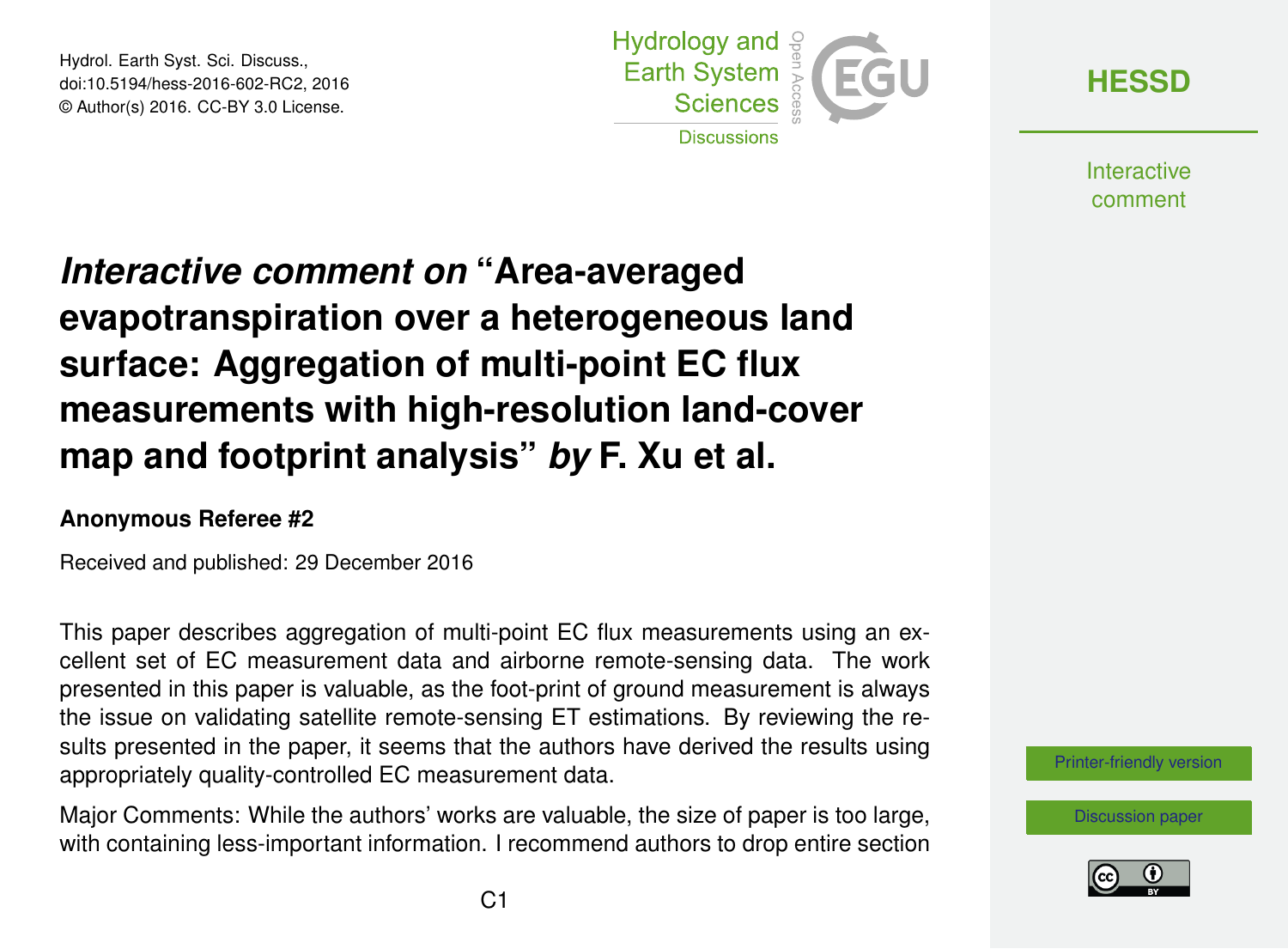# *Interactive comment on* "Area-averaged evapotranspiration over a heterogeneous land surface: Aggregation of multi-point EC flux measurements with high-resolution land-cover map and footprint analysis" *by* F. Xu et al.

**Anonymous Referee #2**

Received and published: 29 December 2016

This paper describes aggregation of multi-point EC flux measurements using an excellent set of EC measurement data and airborne remote-sensing data. The work presented in this paper is valuable, as the foot-print of ground measurement is always the issue on validating satellite remote-sensing ET estimations. By reviewing the results presented in the paper, it seems that the authors have derived the results using appropriately quality-controlled EC measurement data.

Major Comments: While the authors' works are valuable, the size of paper is too large, with containing less-important information. I recommend authors to drop entire section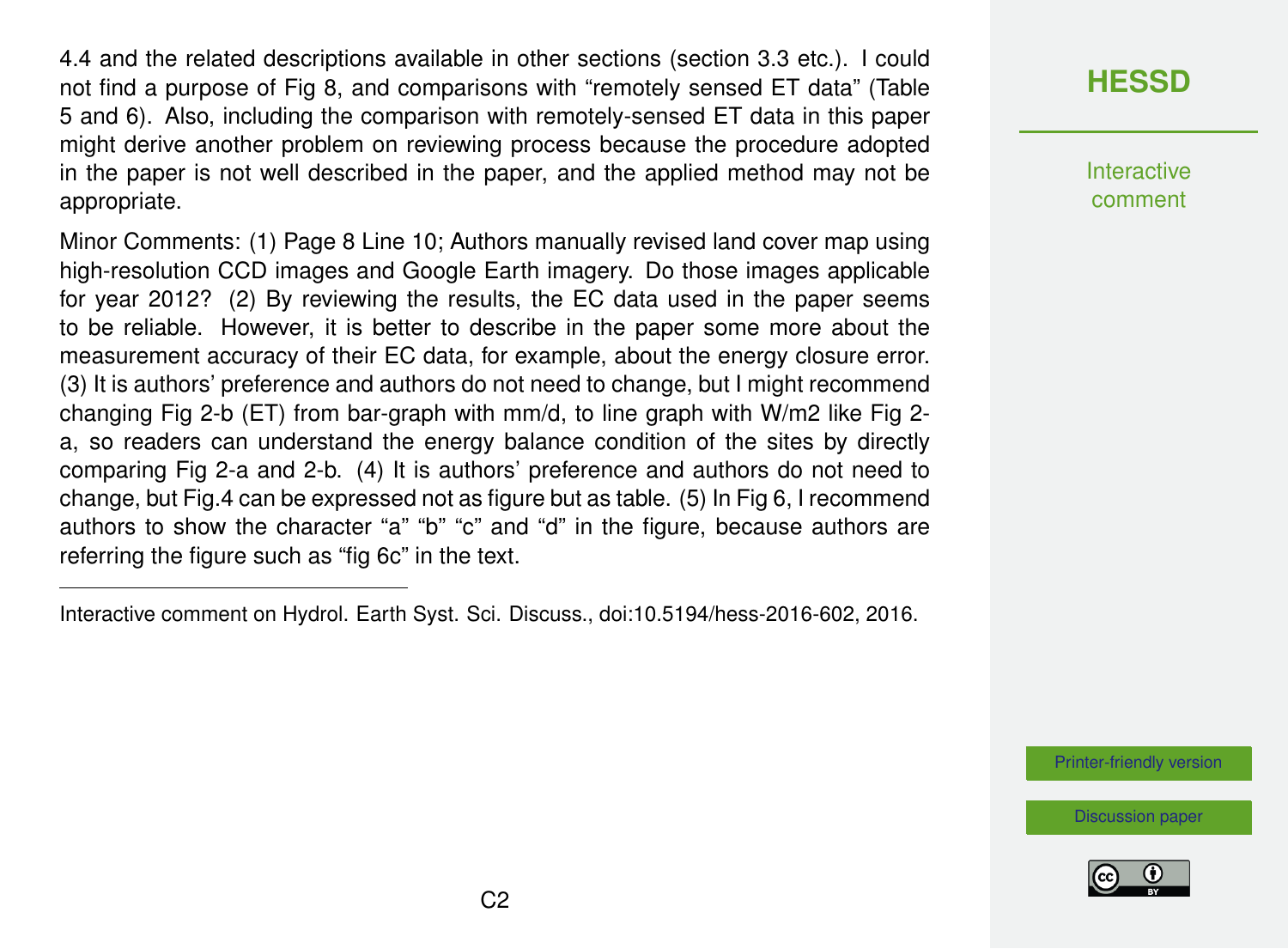4.4 and the related descriptions available in other sections (section 3.3 etc.). I could not find a purpose of Fig 8, and comparisons with "remotely sensed ET data" (Table 5 and 6). Also, including the comparison with remotely-sensed ET data in this paper might derive another problem on reviewing process because the procedure adopted in the paper is not well described in the paper, and the applied method may not be appropriate.

Minor Comments: (1) Page 8 Line 10; Authors manually revised land cover map using high-resolution CCD images and Google Earth imagery. Do those images applicable for year 2012? (2) By reviewing the results, the EC data used in the paper seems to be reliable. However, it is better to describe in the paper some more about the measurement accuracy of their EC data, for example, about the energy closure error. (3) It is authors' preference and authors do not need to change, but I might recommend changing Fig 2-b (ET) from bar-graph with mm/d, to line graph with W/m2 like Fig 2-a, so readers can understand the energy balance condition of the sites by directly comparing Fig 2-a and 2-b. (4) It is authors' preference and authors do not need to change, but Fig.4 can be expressed not as figure but as table. (5) In Fig 6, I recommend authors to show the character "a" "b" "c" and "d" in the figure, because authors are referring the figure such as "fig 6c" in the text.

---

Interactive comment on Hydrol. Earth Syst. Sci. Discuss., doi:10.5194/hess-2016-602, 2016.